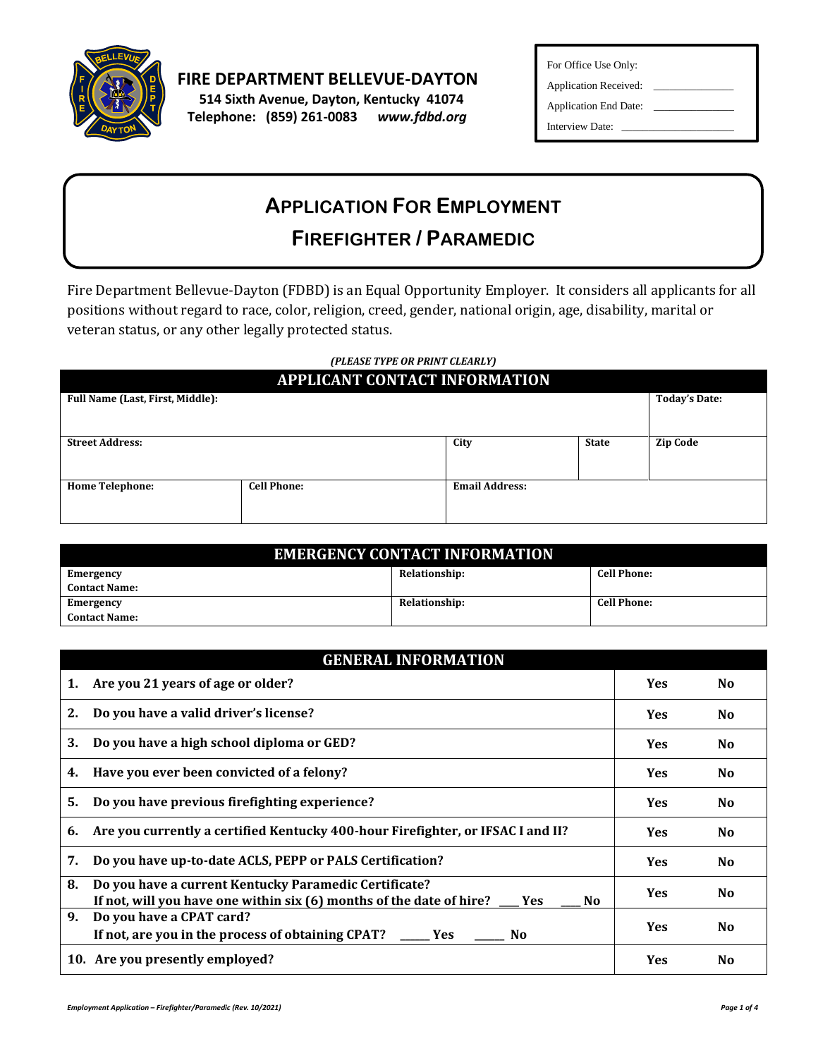**FIRE DEPARTMENT BELLEVUE-DAYTON**
**514 Sixth Avenue, Dayton, Kentucky 41074**
**Telephone: (859) 261-0083 *www.fdbd.org***

| For Office Use Only: | |
|---|---|
| Application Received: | _______________ |
| Application End Date: | _______________ |
| Interview Date: | _____________________ |

# APPLICATION FOR EMPLOYMENT
# FIREFIGHTER / PARAMEDIC

Fire Department Bellevue-Dayton (FDBD) is an Equal Opportunity Employer. It considers all applicants for all positions without regard to race, color, religion, creed, gender, national origin, age, disability, marital or veteran status, or any other legally protected status.

***(PLEASE TYPE OR PRINT CLEARLY)***

## APPLICANT CONTACT INFORMATION

| | | | | |
|---|---|---|---|---|
| **Full Name (Last, First, Middle):** | | | | **Today's Date:** |
| **Street Address:** | | **City** | **State** | **Zip Code** |
| **Home Telephone:** | **Cell Phone:** | **Email Address:** | | |

## EMERGENCY CONTACT INFORMATION

| | | |
|---|---|---|
| **Emergency Contact Name:** | **Relationship:** | **Cell Phone:** |
| **Emergency Contact Name:** | **Relationship:** | **Cell Phone:** |

## GENERAL INFORMATION

| | | |
|---|---|---|
| **1. Are you 21 years of age or older?** | **Yes** | **No** |
| **2. Do you have a valid driver's license?** | **Yes** | **No** |
| **3. Do you have a high school diploma or GED?** | **Yes** | **No** |
| **4. Have you ever been convicted of a felony?** | **Yes** | **No** |
| **5. Do you have previous firefighting experience?** | **Yes** | **No** |
| **6. Are you currently a certified Kentucky 400-hour Firefighter, or IFSAC I and II?** | **Yes** | **No** |
| **7. Do you have up-to-date ACLS, PEPP or PALS Certification?** | **Yes** | **No** |
| **8. Do you have a current Kentucky Paramedic Certificate?** **If not, will you have one within six (6) months of the date of hire? \_\_\_ Yes \_\_\_ No** | **Yes** | **No** |
| **9. Do you have a CPAT card?** **If not, are you in the process of obtaining CPAT? \_\_\_\_\_ Yes \_\_\_\_\_ No** | **Yes** | **No** |
| **10. Are you presently employed?** | **Yes** | **No** |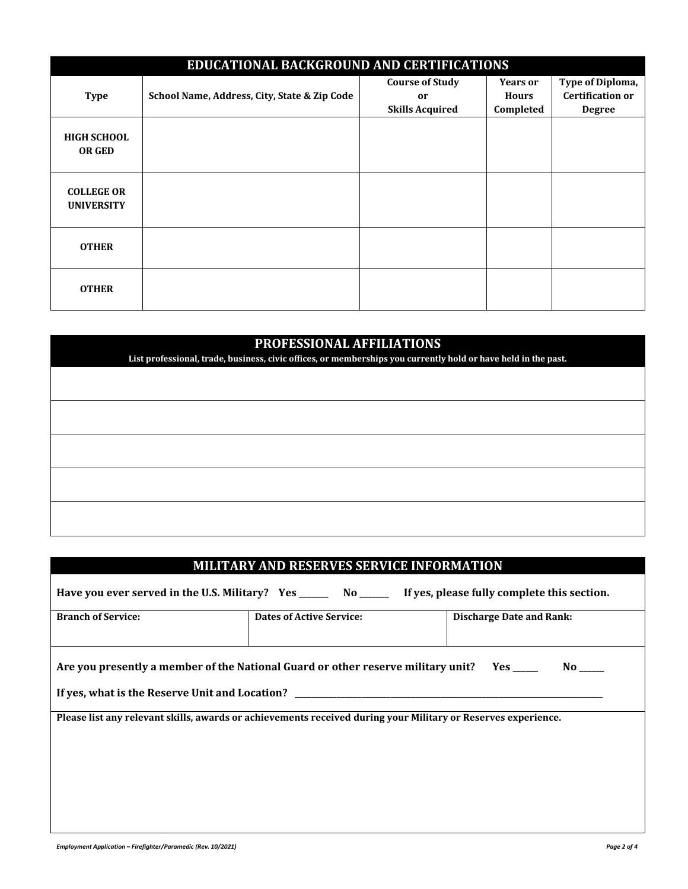## EDUCATIONAL BACKGROUND AND CERTIFICATIONS

| Type | School Name, Address, City, State & Zip Code | Course of Study or Skills Acquired | Years or Hours Completed | Type of Diploma, Certification or Degree |
|---|---|---|---|---|
| HIGH SCHOOL OR GED | | | | |
| COLLEGE OR UNIVERSITY | | | | |
| OTHER | | | | |
| OTHER | | | | |

## PROFESSIONAL AFFILIATIONS

**List professional, trade, business, civic offices, or memberships you currently hold or have held in the past.**

| |
|---|
| |
| |
| |
| |
| |

## MILITARY AND RESERVES SERVICE INFORMATION

**Have you ever served in the U.S. Military? Yes ______ No ______ If yes, please fully complete this section.**

| Branch of Service: | Dates of Active Service: | Discharge Date and Rank: |
|---|---|---|
| | | |

**Are you presently a member of the National Guard or other reserve military unit? Yes _____ No _____**

**If yes, what is the Reserve Unit and Location?** ______________________________

**Please list any relevant skills, awards or achievements received during your Military or Reserves experience.**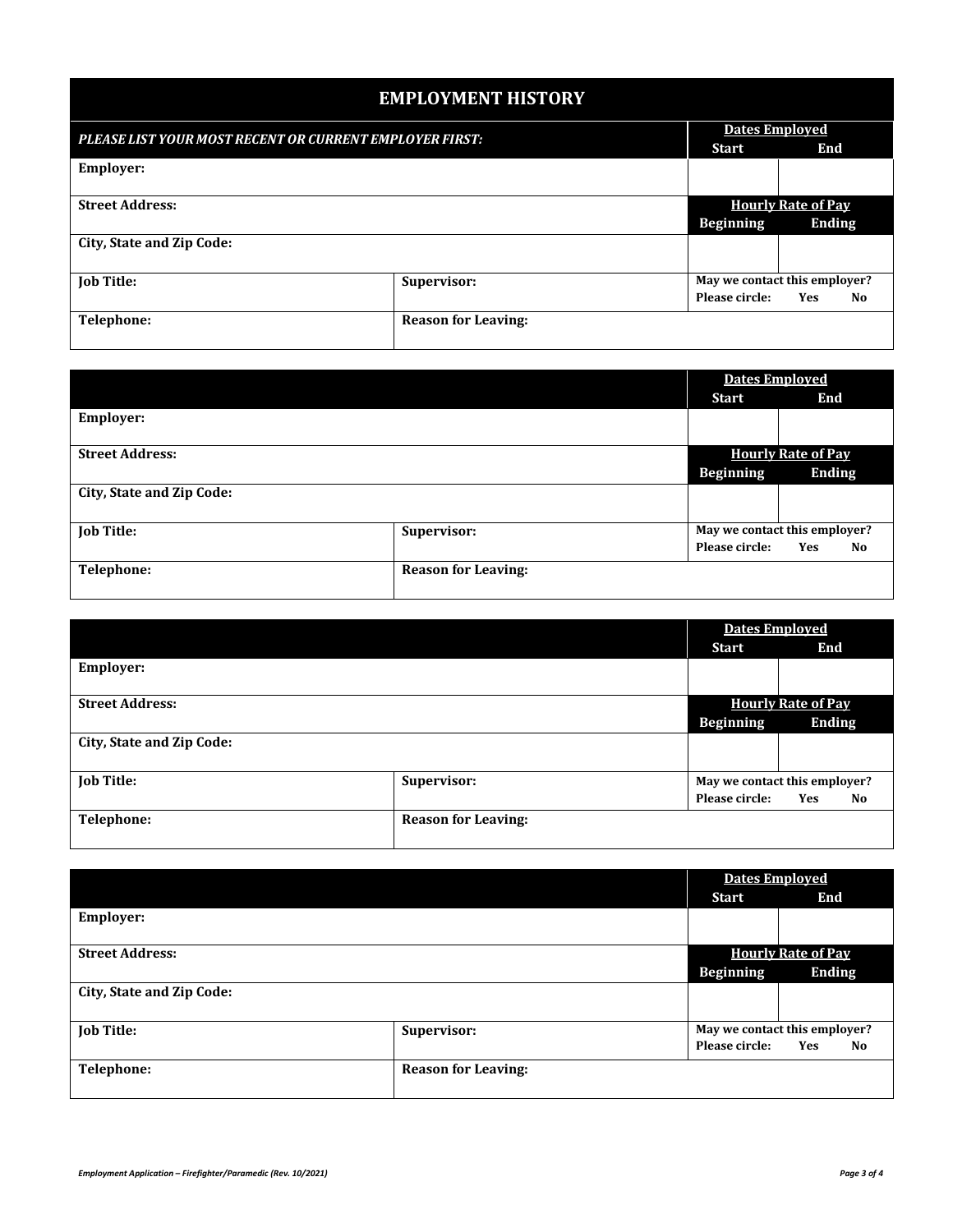# EMPLOYMENT HISTORY

| *PLEASE LIST YOUR MOST RECENT OR CURRENT EMPLOYER FIRST:* | | **Dates Employed** Start | End |
|---|---|---|---|
| **Employer:** | | | |
| **Street Address:** | | **Hourly Rate of Pay** Beginning | Ending |
| **City, State and Zip Code:** | | | |
| **Job Title:** | **Supervisor:** | **May we contact this employer?** Please circle: Yes No | |
| **Telephone:** | **Reason for Leaving:** | | |

| | | **Dates Employed** Start | End |
|---|---|---|---|
| **Employer:** | | | |
| **Street Address:** | | **Hourly Rate of Pay** Beginning | Ending |
| **City, State and Zip Code:** | | | |
| **Job Title:** | **Supervisor:** | **May we contact this employer?** Please circle: Yes No | |
| **Telephone:** | **Reason for Leaving:** | | |

| | | **Dates Employed** Start | End |
|---|---|---|---|
| **Employer:** | | | |
| **Street Address:** | | **Hourly Rate of Pay** Beginning | Ending |
| **City, State and Zip Code:** | | | |
| **Job Title:** | **Supervisor:** | **May we contact this employer?** Please circle: Yes No | |
| **Telephone:** | **Reason for Leaving:** | | |

| | | **Dates Employed** Start | End |
|---|---|---|---|
| **Employer:** | | | |
| **Street Address:** | | **Hourly Rate of Pay** Beginning | Ending |
| **City, State and Zip Code:** | | | |
| **Job Title:** | **Supervisor:** | **May we contact this employer?** Please circle: Yes No | |
| **Telephone:** | **Reason for Leaving:** | | |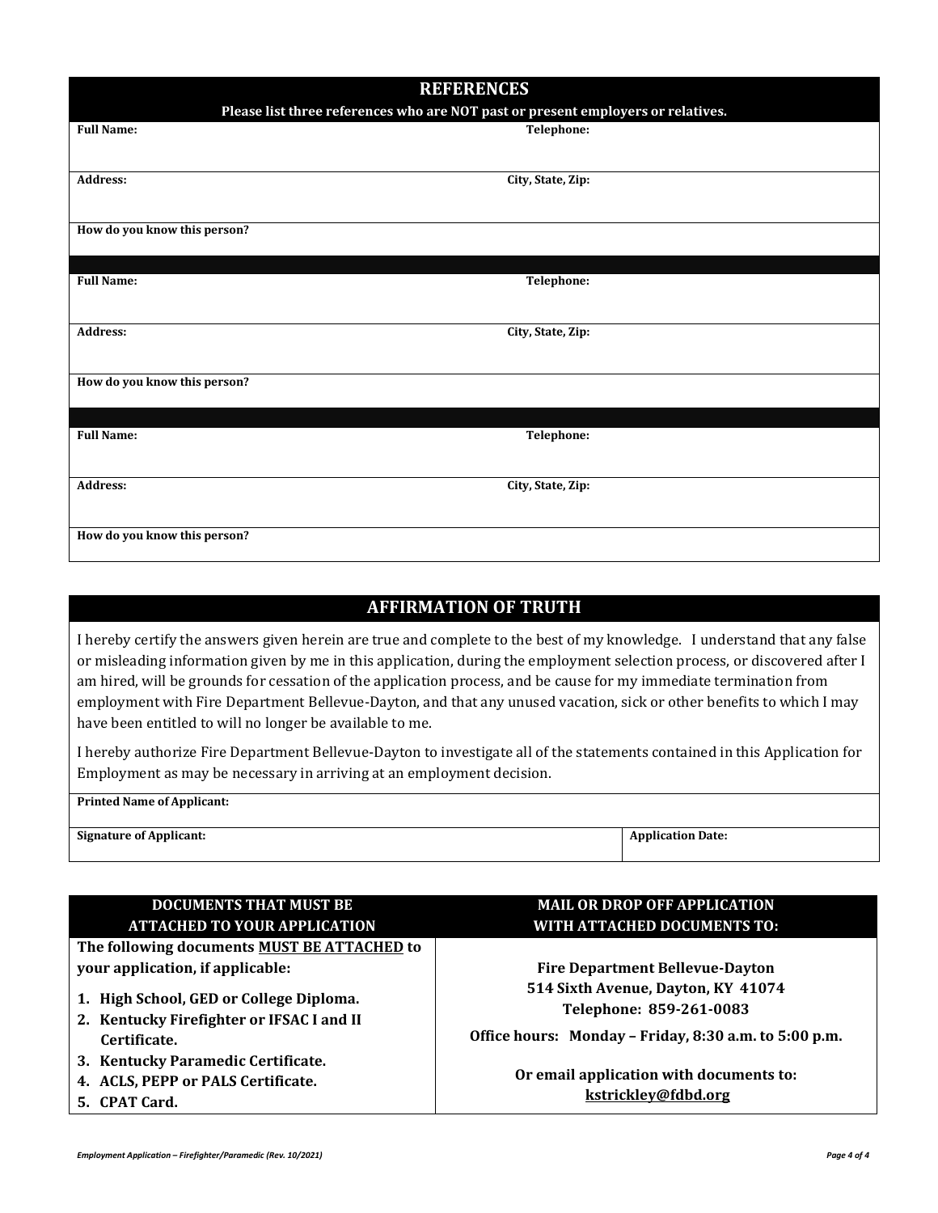## REFERENCES

**Please list three references who are NOT past or present employers or relatives.**

| | |
|---|---|
| **Full Name:** | **Telephone:** |
| **Address:** | **City, State, Zip:** |
| **How do you know this person?** | |

| | |
|---|---|
| **Full Name:** | **Telephone:** |
| **Address:** | **City, State, Zip:** |
| **How do you know this person?** | |

| | |
|---|---|
| **Full Name:** | **Telephone:** |
| **Address:** | **City, State, Zip:** |
| **How do you know this person?** | |

## AFFIRMATION OF TRUTH

I hereby certify the answers given herein are true and complete to the best of my knowledge. I understand that any false or misleading information given by me in this application, during the employment selection process, or discovered after I am hired, will be grounds for cessation of the application process, and be cause for my immediate termination from employment with Fire Department Bellevue-Dayton, and that any unused vacation, sick or other benefits to which I may have been entitled to will no longer be available to me.

I hereby authorize Fire Department Bellevue-Dayton to investigate all of the statements contained in this Application for Employment as may be necessary in arriving at an employment decision.

| | |
|---|---|
| **Printed Name of Applicant:** | |
| **Signature of Applicant:** | **Application Date:** |

| DOCUMENTS THAT MUST BE ATTACHED TO YOUR APPLICATION | MAIL OR DROP OFF APPLICATION WITH ATTACHED DOCUMENTS TO: |
|---|---|
| **The following documents MUST BE ATTACHED to your application, if applicable:**<br>**1. High School, GED or College Diploma.**<br>**2. Kentucky Firefighter or IFSAC I and II Certificate.**<br>**3. Kentucky Paramedic Certificate.**<br>**4. ACLS, PEPP or PALS Certificate.**<br>**5. CPAT Card.** | **Fire Department Bellevue-Dayton**<br>**514 Sixth Avenue, Dayton, KY 41074**<br>**Telephone: 859-261-0083**<br>**Office hours: Monday – Friday, 8:30 a.m. to 5:00 p.m.**<br><br>**Or email application with documents to:**<br>**kstrickley@fdbd.org** |

*Employment Application – Firefighter/Paramedic (Rev. 10/2021)*